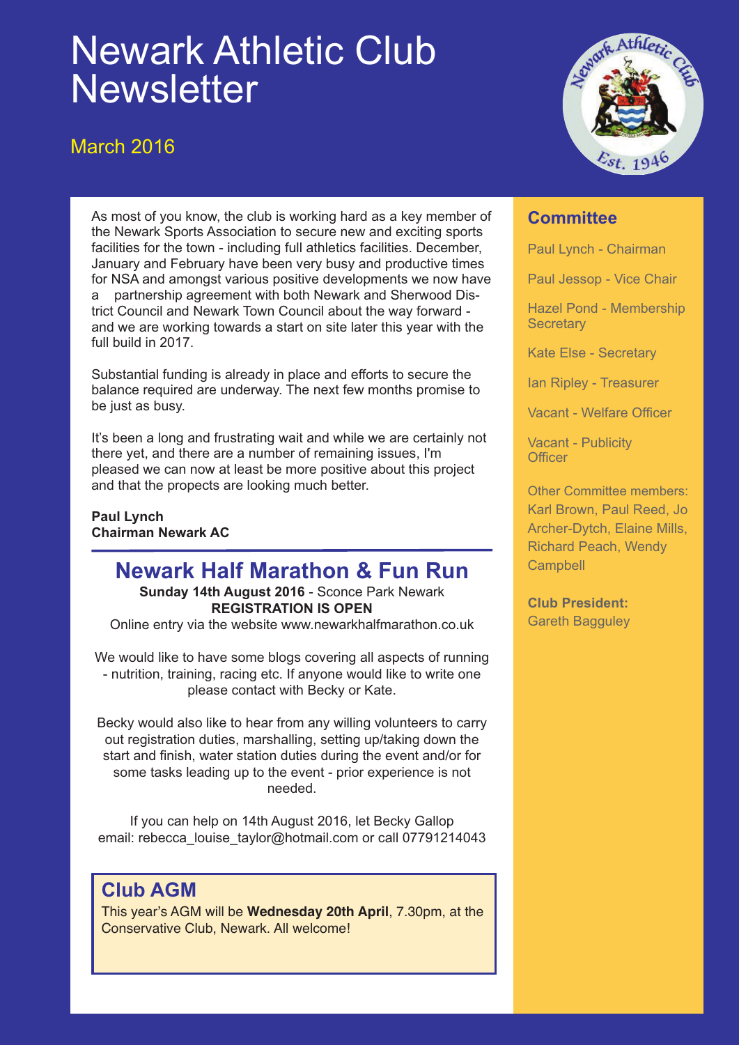# Newark Athletic Club Newsletter

March 2016

As most of you know, the club is working hard as a key member of the Newark Sports Association to secure new and exciting sports facilities for the town - including full athletics facilities. December, January and February have been very busy and productive times for NSA and amongst various positive developments we now have a partnership agreement with both Newark and Sherwood District Council and Newark Town Council about the way forward - and we are working towards a start on site later this year with the full build in 2017.

Substantial funding is already in place and efforts to secure the balance required are underway. The next few months promise to be just as busy.

It's been a long and frustrating wait and while we are certainly not there yet, and there are a number of remaining issues, I'm pleased we can now at least be more positive about this project and that the propects are looking much better.

**Paul Lynch**
**Chairman Newark AC**

## Newark Half Marathon & Fun Run

**Sunday 14th August 2016** - Sconce Park Newark
**REGISTRATION IS OPEN**
Online entry via the website www.newarkhalfmarathon.co.uk

We would like to have some blogs covering all aspects of running - nutrition, training, racing etc. If anyone would like to write one please contact with Becky or Kate.

Becky would also like to hear from any willing volunteers to carry out registration duties, marshalling, setting up/taking down the start and finish, water station duties during the event and/or for some tasks leading up to the event - prior experience is not needed.

If you can help on 14th August 2016, let Becky Gallop email: rebecca_louise_taylor@hotmail.com or call 07791214043

## Club AGM

This year's AGM will be **Wednesday 20th April**, 7.30pm, at the Conservative Club, Newark. All welcome!

## Committee

Paul Lynch - Chairman

Paul Jessop - Vice Chair

Hazel Pond - Membership Secretary

Kate Else - Secretary

Ian Ripley - Treasurer

Vacant - Welfare Officer

Vacant - Publicity Officer

Other Committee members: Karl Brown, Paul Reed, Jo Archer-Dytch, Elaine Mills, Richard Peach, Wendy Campbell

**Club President:**
Gareth Bagguley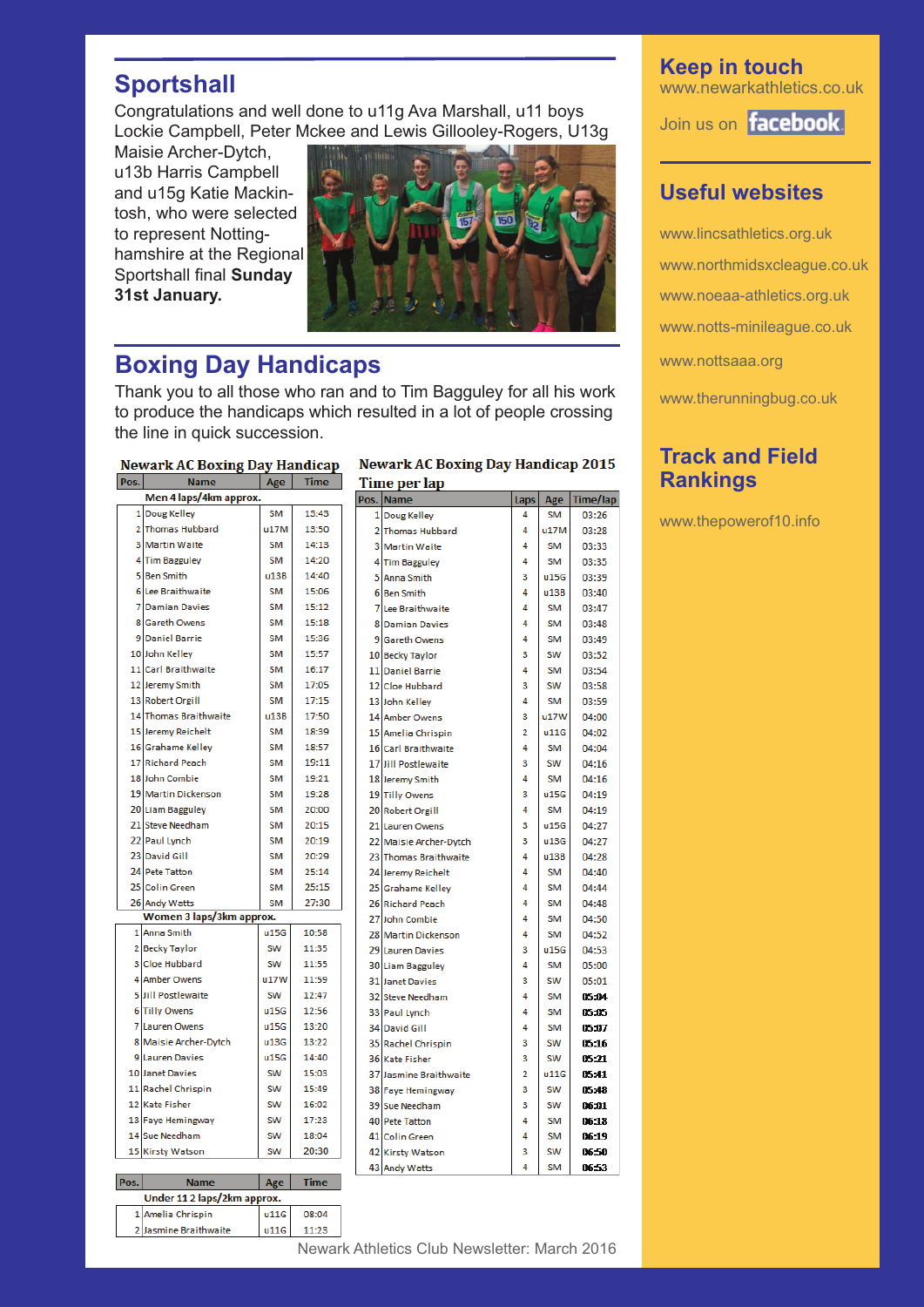## Sportshall

Congratulations and well done to u11g Ava Marshall, u11 boys Lockie Campbell, Peter Mckee and Lewis Gillooley-Rogers, U13g Maisie Archer-Dytch, u13b Harris Campbell and u15g Katie Mackintosh, who were selected to represent Nottinghamshire at the Regional Sportshall final **Sunday 31st January.**

## Boxing Day Handicaps

Thank you to all those who ran and to Tim Bagguley for all his work to produce the handicaps which resulted in a lot of people crossing the line in quick succession.

**Newark AC Boxing Day Handicap**

| Pos. | Name | Age | Time |
|---|---|---|---|
| | **Men 4 laps/4km approx.** | | |
| 1 | Doug Kelley | SM | 13:43 |
| 2 | Thomas Hubbard | u17M | 13:50 |
| 3 | Martin Waite | SM | 14:13 |
| 4 | Tim Bagguley | SM | 14:20 |
| 5 | Ben Smith | u13B | 14:40 |
| 6 | Lee Braithwaite | SM | 15:06 |
| 7 | Damian Davies | SM | 15:12 |
| 8 | Gareth Owens | SM | 15:18 |
| 9 | Daniel Barrie | SM | 15:36 |
| 10 | John Kelley | SM | 15:57 |
| 11 | Carl Braithwaite | SM | 16:17 |
| 12 | Jeremy Smith | SM | 17:05 |
| 13 | Robert Orgill | SM | 17:15 |
| 14 | Thomas Braithwaite | u13B | 17:50 |
| 15 | Jeremy Reichelt | SM | 18:39 |
| 16 | Grahame Kelley | SM | 18:57 |
| 17 | Richard Peach | SM | 19:11 |
| 18 | John Combie | SM | 19:21 |
| 19 | Martin Dickenson | SM | 19:28 |
| 20 | Liam Bagguley | SM | 20:00 |
| 21 | Steve Needham | SM | 20:15 |
| 22 | Paul Lynch | SM | 20:19 |
| 23 | David Gill | SM | 20:29 |
| 24 | Pete Tatton | SM | 25:14 |
| 25 | Colin Green | SM | 25:15 |
| 26 | Andy Watts | SM | 27:30 |
| | **Women 3 laps/3km approx.** | | |
| 1 | Anna Smith | u15G | 10:58 |
| 2 | Becky Taylor | SW | 11:35 |
| 3 | Cloe Hubbard | SW | 11:55 |
| 4 | Amber Owens | u17W | 11:59 |
| 5 | Jill Postlewaite | SW | 12:47 |
| 6 | Tilly Owens | u15G | 12:56 |
| 7 | Lauren Owens | u15G | 13:20 |
| 8 | Maisie Archer-Dytch | u13G | 13:22 |
| 9 | Lauren Davies | u15G | 14:40 |
| 10 | Janet Davies | SW | 15:03 |
| 11 | Rachel Chrispin | SW | 15:49 |
| 12 | Kate Fisher | SW | 16:02 |
| 13 | Faye Hemingway | SW | 17:23 |
| 14 | Sue Needham | SW | 18:04 |
| 15 | Kirsty Watson | SW | 20:30 |

| Pos. | Name | Age | Time |
|---|---|---|---|
| | **Under 11 2 laps/2km approx.** | | |
| 1 | Amelia Chrispin | u11G | 08:04 |
| 2 | Jasmine Braithwaite | u11G | 11:23 |

**Newark AC Boxing Day Handicap 2015 Time per lap**

| Pos. | Name | Laps | Age | Time/lap |
|---|---|---|---|---|
| 1 | Doug Kelley | 4 | SM | 03:26 |
| 2 | Thomas Hubbard | 4 | u17M | 03:28 |
| 3 | Martin Waite | 4 | SM | 03:33 |
| 4 | Tim Bagguley | 4 | SM | 03:35 |
| 5 | Anna Smith | 3 | u15G | 03:39 |
| 6 | Ben Smith | 4 | u13B | 03:40 |
| 7 | Lee Braithwaite | 4 | SM | 03:47 |
| 8 | Damian Davies | 4 | SM | 03:48 |
| 9 | Gareth Owens | 4 | SM | 03:49 |
| 10 | Becky Taylor | 3 | SW | 03:52 |
| 11 | Daniel Barrie | 4 | SM | 03:54 |
| 12 | Cloe Hubbard | 3 | SW | 03:58 |
| 13 | John Kelley | 4 | SM | 03:59 |
| 14 | Amber Owens | 3 | u17W | 04:00 |
| 15 | Amelia Chrispin | 2 | u11G | 04:02 |
| 16 | Carl Braithwaite | 4 | SM | 04:04 |
| 17 | Jill Postlewaite | 3 | SW | 04:16 |
| 18 | Jeremy Smith | 4 | SM | 04:16 |
| 19 | Tilly Owens | 3 | u15G | 04:19 |
| 20 | Robert Orgill | 4 | SM | 04:19 |
| 21 | Lauren Owens | 3 | u15G | 04:27 |
| 22 | Maisie Archer-Dytch | 3 | u13G | 04:27 |
| 23 | Thomas Braithwaite | 4 | u13B | 04:28 |
| 24 | Jeremy Reichelt | 4 | SM | 04:40 |
| 25 | Grahame Kelley | 4 | SM | 04:44 |
| 26 | Richard Peach | 4 | SM | 04:48 |
| 27 | John Combie | 4 | SM | 04:50 |
| 28 | Martin Dickenson | 4 | SM | 04:52 |
| 29 | Lauren Davies | 3 | u15G | 04:53 |
| 30 | Liam Bagguley | 4 | SM | 05:00 |
| 31 | Janet Davies | 3 | SW | 05:01 |
| 32 | Steve Needham | 4 | SM | 05:04 |
| 33 | Paul Lynch | 4 | SM | 05:05 |
| 34 | David Gill | 4 | SM | 05:07 |
| 35 | Rachel Chrispin | 3 | SW | 05:16 |
| 36 | Kate Fisher | 3 | SW | 05:21 |
| 37 | Jasmine Braithwaite | 2 | u11G | 05:41 |
| 38 | Faye Hemingway | 3 | SW | 05:48 |
| 39 | Sue Needham | 3 | SW | 06:01 |
| 40 | Pete Tatton | 4 | SM | 06:18 |
| 41 | Colin Green | 4 | SM | 06:19 |
| 42 | Kirsty Watson | 3 | SW | 06:50 |
| 43 | Andy Watts | 4 | SM | 06:53 |

## Keep in touch

www.newarkathletics.co.uk

Join us on facebook

## Useful websites

www.lincsathletics.org.uk

www.northmidsxcleague.co.uk

www.noeaa-athletics.org.uk

www.notts-minileague.co.uk

www.nottsaaa.org

www.therunningbug.co.uk

## Track and Field Rankings

www.thepowerof10.info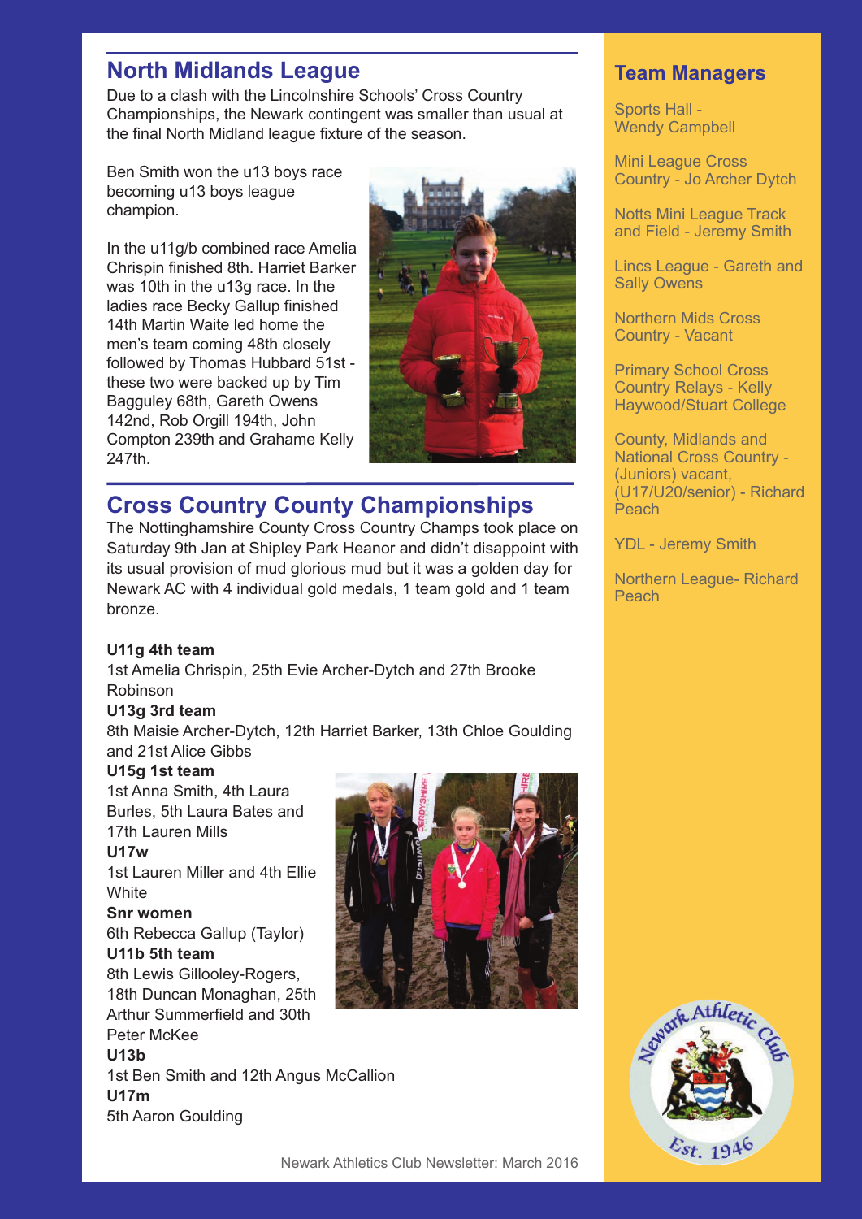## North Midlands League

Due to a clash with the Lincolnshire Schools' Cross Country Championships, the Newark contingent was smaller than usual at the final North Midland league fixture of the season.

Ben Smith won the u13 boys race becoming u13 boys league champion.

In the u11g/b combined race Amelia Chrispin finished 8th. Harriet Barker was 10th in the u13g race. In the ladies race Becky Gallup finished 14th Martin Waite led home the men's team coming 48th closely followed by Thomas Hubbard 51st - these two were backed up by Tim Bagguley 68th, Gareth Owens 142nd, Rob Orgill 194th, John Compton 239th and Grahame Kelly 247th.

## Cross Country County Championships

The Nottinghamshire County Cross Country Champs took place on Saturday 9th Jan at Shipley Park Heanor and didn't disappoint with its usual provision of mud glorious mud but it was a golden day for Newark AC with 4 individual gold medals, 1 team gold and 1 team bronze.

**U11g 4th team**
1st Amelia Chrispin, 25th Evie Archer-Dytch and 27th Brooke Robinson

**U13g 3rd team**
8th Maisie Archer-Dytch, 12th Harriet Barker, 13th Chloe Goulding and 21st Alice Gibbs

**U15g 1st team**
1st Anna Smith, 4th Laura Burles, 5th Laura Bates and 17th Lauren Mills

**U17w**
1st Lauren Miller and 4th Ellie White

**Snr women**
6th Rebecca Gallup (Taylor)

**U11b 5th team**
8th Lewis Gillooley-Rogers, 18th Duncan Monaghan, 25th Arthur Summerfield and 30th Peter McKee

**U13b**
1st Ben Smith and 12th Angus McCallion

**U17m**
5th Aaron Goulding

## Team Managers

Sports Hall - Wendy Campbell

Mini League Cross Country - Jo Archer Dytch

Notts Mini League Track and Field - Jeremy Smith

Lincs League - Gareth and Sally Owens

Northern Mids Cross Country - Vacant

Primary School Cross Country Relays - Kelly Haywood/Stuart College

County, Midlands and National Cross Country - (Juniors) vacant, (U17/U20/senior) - Richard Peach

YDL - Jeremy Smith

Northern League- Richard Peach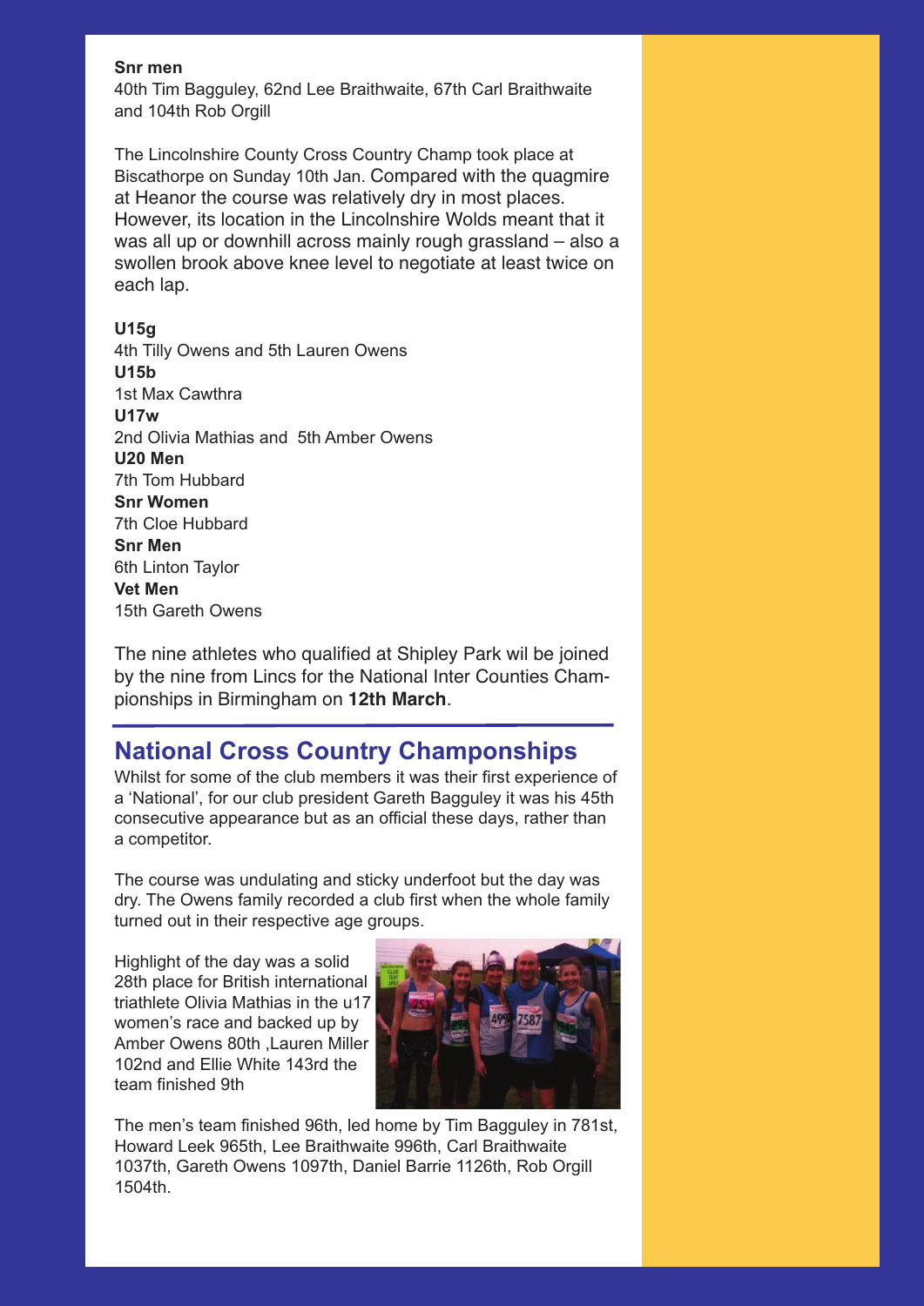**Snr men**
40th Tim Bagguley, 62nd Lee Braithwaite, 67th Carl Braithwaite and 104th Rob Orgill

The Lincolnshire County Cross Country Champ took place at Biscathorpe on Sunday 10th Jan. Compared with the quagmire at Heanor the course was relatively dry in most places. However, its location in the Lincolnshire Wolds meant that it was all up or downhill across mainly rough grassland – also a swollen brook above knee level to negotiate at least twice on each lap.

**U15g**
4th Tilly Owens and 5th Lauren Owens
**U15b**
1st Max Cawthra
**U17w**
2nd Olivia Mathias and 5th Amber Owens
**U20 Men**
7th Tom Hubbard
**Snr Women**
7th Cloe Hubbard
**Snr Men**
6th Linton Taylor
**Vet Men**
15th Gareth Owens

The nine athletes who qualified at Shipley Park wil be joined by the nine from Lincs for the National Inter Counties Championships in Birmingham on **12th March**.

## National Cross Country Champonships

Whilst for some of the club members it was their first experience of a 'National', for our club president Gareth Bagguley it was his 45th consecutive appearance but as an official these days, rather than a competitor.

The course was undulating and sticky underfoot but the day was dry. The Owens family recorded a club first when the whole family turned out in their respective age groups.

Highlight of the day was a solid 28th place for British international triathlete Olivia Mathias in the u17 women's race and backed up by Amber Owens 80th ,Lauren Miller 102nd and Ellie White 143rd the team finished 9th

The men's team finished 96th, led home by Tim Bagguley in 781st, Howard Leek 965th, Lee Braithwaite 996th, Carl Braithwaite 1037th, Gareth Owens 1097th, Daniel Barrie 1126th, Rob Orgill 1504th.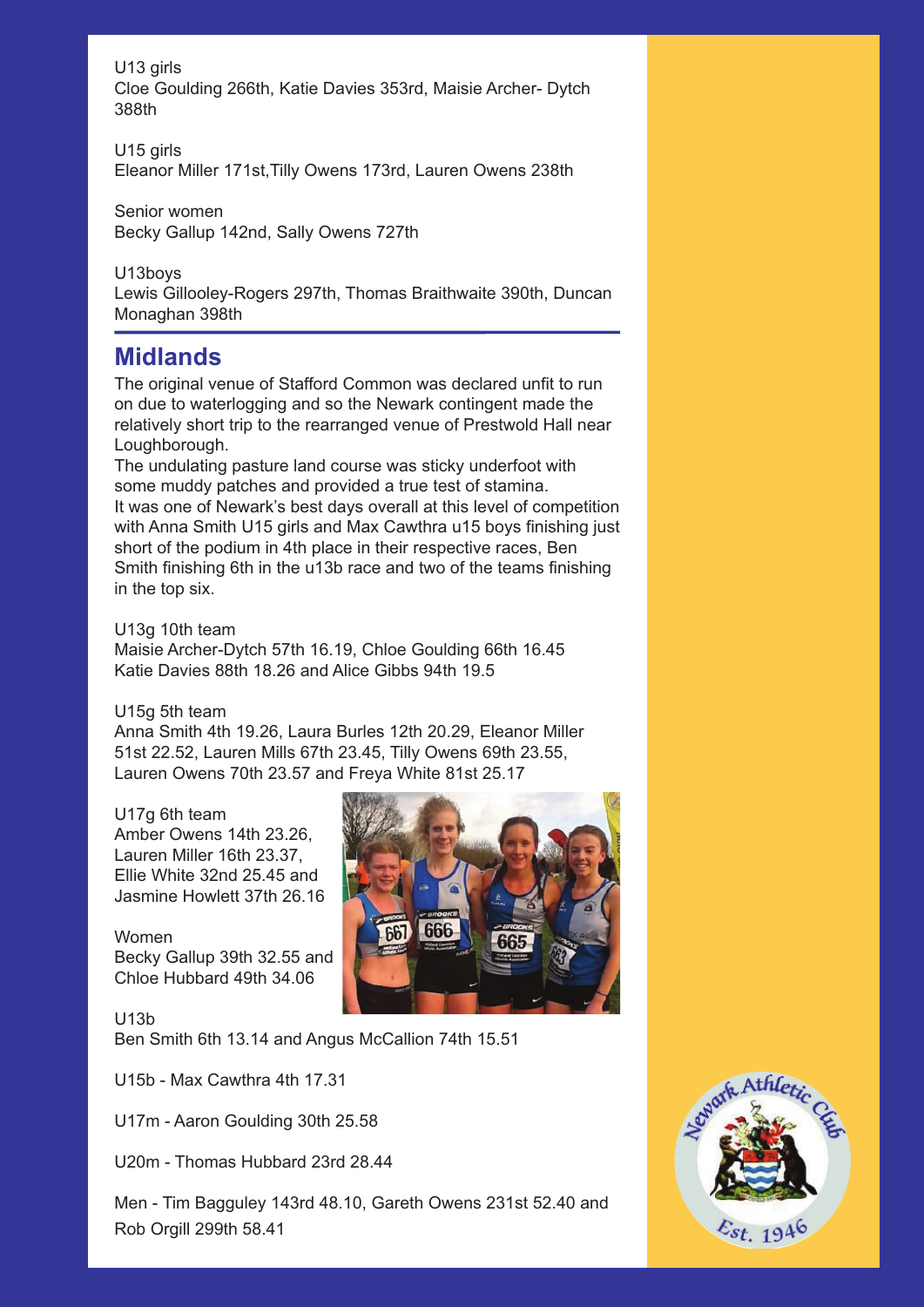U13 girls
Cloe Goulding 266th, Katie Davies 353rd, Maisie Archer- Dytch 388th

U15 girls
Eleanor Miller 171st,Tilly Owens 173rd, Lauren Owens 238th

Senior women
Becky Gallup 142nd, Sally Owens 727th

U13boys
Lewis Gillooley-Rogers 297th, Thomas Braithwaite 390th, Duncan Monaghan 398th

## Midlands

The original venue of Stafford Common was declared unfit to run on due to waterlogging and so the Newark contingent made the relatively short trip to the rearranged venue of Prestwold Hall near Loughborough.
The undulating pasture land course was sticky underfoot with some muddy patches and provided a true test of stamina.
It was one of Newark's best days overall at this level of competition with Anna Smith U15 girls and Max Cawthra u15 boys finishing just short of the podium in 4th place in their respective races, Ben Smith finishing 6th in the u13b race and two of the teams finishing in the top six.

U13g 10th team
Maisie Archer-Dytch 57th 16.19, Chloe Goulding 66th 16.45
Katie Davies 88th 18.26 and Alice Gibbs 94th 19.5

U15g 5th team
Anna Smith 4th 19.26, Laura Burles 12th 20.29, Eleanor Miller 51st 22.52, Lauren Mills 67th 23.45, Tilly Owens 69th 23.55, Lauren Owens 70th 23.57 and Freya White 81st 25.17

U17g 6th team
Amber Owens 14th 23.26,
Lauren Miller 16th 23.37,
Ellie White 32nd 25.45 and
Jasmine Howlett 37th 26.16

Women
Becky Gallup 39th 32.55 and
Chloe Hubbard 49th 34.06

U13b
Ben Smith 6th 13.14 and Angus McCallion 74th 15.51

U15b - Max Cawthra 4th 17.31

U17m - Aaron Goulding 30th 25.58

U20m - Thomas Hubbard 23rd 28.44

Men - Tim Bagguley 143rd 48.10, Gareth Owens 231st 52.40 and Rob Orgill 299th 58.41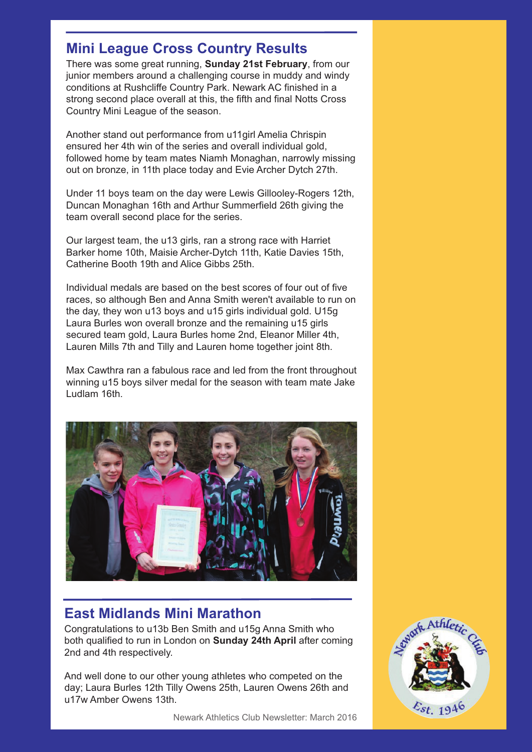## Mini League Cross Country Results

There was some great running, **Sunday 21st February**, from our junior members around a challenging course in muddy and windy conditions at Rushcliffe Country Park. Newark AC finished in a strong second place overall at this, the fifth and final Notts Cross Country Mini League of the season.

Another stand out performance from u11girl Amelia Chrispin ensured her 4th win of the series and overall individual gold, followed home by team mates Niamh Monaghan, narrowly missing out on bronze, in 11th place today and Evie Archer Dytch 27th.

Under 11 boys team on the day were Lewis Gillooley-Rogers 12th, Duncan Monaghan 16th and Arthur Summerfield 26th giving the team overall second place for the series.

Our largest team, the u13 girls, ran a strong race with Harriet Barker home 10th, Maisie Archer-Dytch 11th, Katie Davies 15th, Catherine Booth 19th and Alice Gibbs 25th.

Individual medals are based on the best scores of four out of five races, so although Ben and Anna Smith weren't available to run on the day, they won u13 boys and u15 girls individual gold. U15g Laura Burles won overall bronze and the remaining u15 girls secured team gold, Laura Burles home 2nd, Eleanor Miller 4th, Lauren Mills 7th and Tilly and Lauren home together joint 8th.

Max Cawthra ran a fabulous race and led from the front throughout winning u15 boys silver medal for the season with team mate Jake Ludlam 16th.

## East Midlands Mini Marathon

Congratulations to u13b Ben Smith and u15g Anna Smith who both qualified to run in London on **Sunday 24th April** after coming 2nd and 4th respectively.

And well done to our other young athletes who competed on the day; Laura Burles 12th Tilly Owens 25th, Lauren Owens 26th and u17w Amber Owens 13th.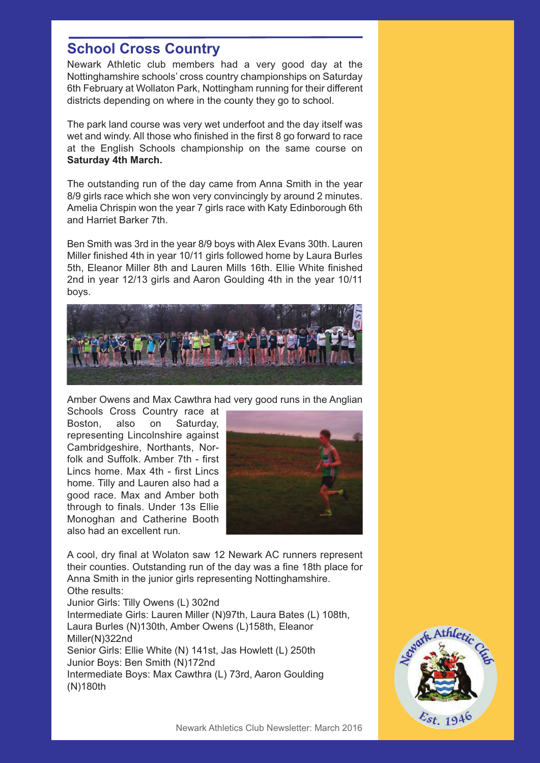## School Cross Country

Newark Athletic club members had a very good day at the Nottinghamshire schools' cross country championships on Saturday 6th February at Wollaton Park, Nottingham running for their different districts depending on where in the county they go to school.

The park land course was very wet underfoot and the day itself was wet and windy. All those who finished in the first 8 go forward to race at the English Schools championship on the same course on **Saturday 4th March.**

The outstanding run of the day came from Anna Smith in the year 8/9 girls race which she won very convincingly by around 2 minutes. Amelia Chrispin won the year 7 girls race with Katy Edinborough 6th and Harriet Barker 7th.

Ben Smith was 3rd in the year 8/9 boys with Alex Evans 30th. Lauren Miller finished 4th in year 10/11 girls followed home by Laura Burles 5th, Eleanor Miller 8th and Lauren Mills 16th. Ellie White finished 2nd in year 12/13 girls and Aaron Goulding 4th in the year 10/11 boys.

Amber Owens and Max Cawthra had very good runs in the Anglian Schools Cross Country race at Boston, also on Saturday, representing Lincolnshire against Cambridgeshire, Northants, Norfolk and Suffolk. Amber 7th - first Lincs home. Max 4th - first Lincs home. Tilly and Lauren also had a good race. Max and Amber both through to finals. Under 13s Ellie Monoghan and Catherine Booth also had an excellent run.

A cool, dry final at Wolaton saw 12 Newark AC runners represent their counties. Outstanding run of the day was a fine 18th place for Anna Smith in the junior girls representing Nottinghamshire.
Othe results:
Junior Girls: Tilly Owens (L) 302nd
Intermediate Girls: Lauren Miller (N)97th, Laura Bates (L) 108th, Laura Burles (N)130th, Amber Owens (L)158th, Eleanor Miller(N)322nd
Senior Girls: Ellie White (N) 141st, Jas Howlett (L) 250th
Junior Boys: Ben Smith (N)172nd
Intermediate Boys: Max Cawthra (L) 73rd, Aaron Goulding (N)180th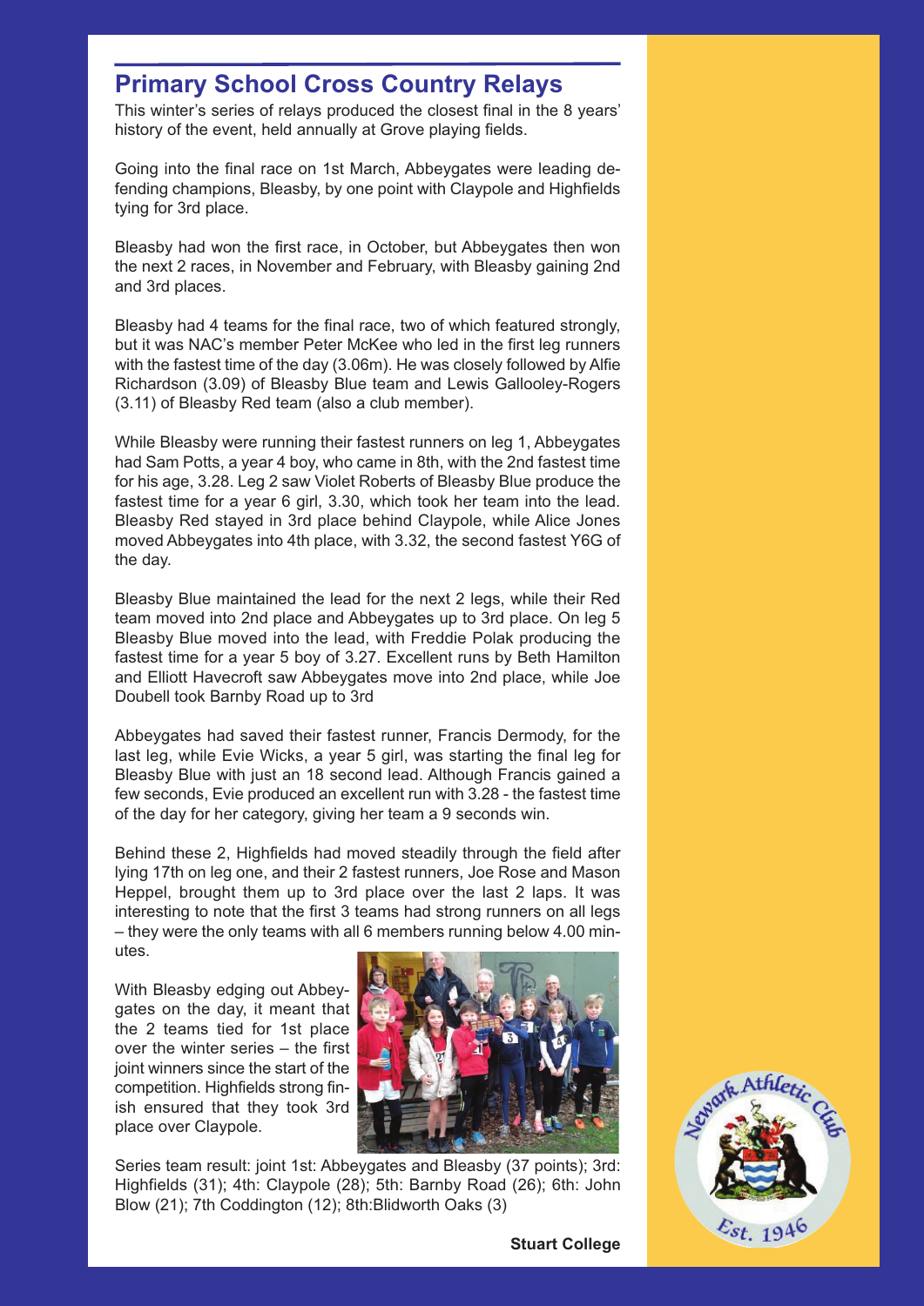## Primary School Cross Country Relays

This winter's series of relays produced the closest final in the 8 years' history of the event, held annually at Grove playing fields.

Going into the final race on 1st March, Abbeygates were leading defending champions, Bleasby, by one point with Claypole and Highfields tying for 3rd place.

Bleasby had won the first race, in October, but Abbeygates then won the next 2 races, in November and February, with Bleasby gaining 2nd and 3rd places.

Bleasby had 4 teams for the final race, two of which featured strongly, but it was NAC's member Peter McKee who led in the first leg runners with the fastest time of the day (3.06m). He was closely followed by Alfie Richardson (3.09) of Bleasby Blue team and Lewis Gallooley-Rogers (3.11) of Bleasby Red team (also a club member).

While Bleasby were running their fastest runners on leg 1, Abbeygates had Sam Potts, a year 4 boy, who came in 8th, with the 2nd fastest time for his age, 3.28. Leg 2 saw Violet Roberts of Bleasby Blue produce the fastest time for a year 6 girl, 3.30, which took her team into the lead. Bleasby Red stayed in 3rd place behind Claypole, while Alice Jones moved Abbeygates into 4th place, with 3.32, the second fastest Y6G of the day.

Bleasby Blue maintained the lead for the next 2 legs, while their Red team moved into 2nd place and Abbeygates up to 3rd place. On leg 5 Bleasby Blue moved into the lead, with Freddie Polak producing the fastest time for a year 5 boy of 3.27. Excellent runs by Beth Hamilton and Elliott Havecroft saw Abbeygates move into 2nd place, while Joe Doubell took Barnby Road up to 3rd

Abbeygates had saved their fastest runner, Francis Dermody, for the last leg, while Evie Wicks, a year 5 girl, was starting the final leg for Bleasby Blue with just an 18 second lead. Although Francis gained a few seconds, Evie produced an excellent run with 3.28 - the fastest time of the day for her category, giving her team a 9 seconds win.

Behind these 2, Highfields had moved steadily through the field after lying 17th on leg one, and their 2 fastest runners, Joe Rose and Mason Heppel, brought them up to 3rd place over the last 2 laps. It was interesting to note that the first 3 teams had strong runners on all legs – they were the only teams with all 6 members running below 4.00 minutes.

With Bleasby edging out Abbeygates on the day, it meant that the 2 teams tied for 1st place over the winter series – the first joint winners since the start of the competition. Highfields strong finish ensured that they took 3rd place over Claypole.

Series team result: joint 1st: Abbeygates and Bleasby (37 points); 3rd: Highfields (31); 4th: Claypole (28); 5th: Barnby Road (26); 6th: John Blow (21); 7th Coddington (12); 8th:Blidworth Oaks (3)

**Stuart College**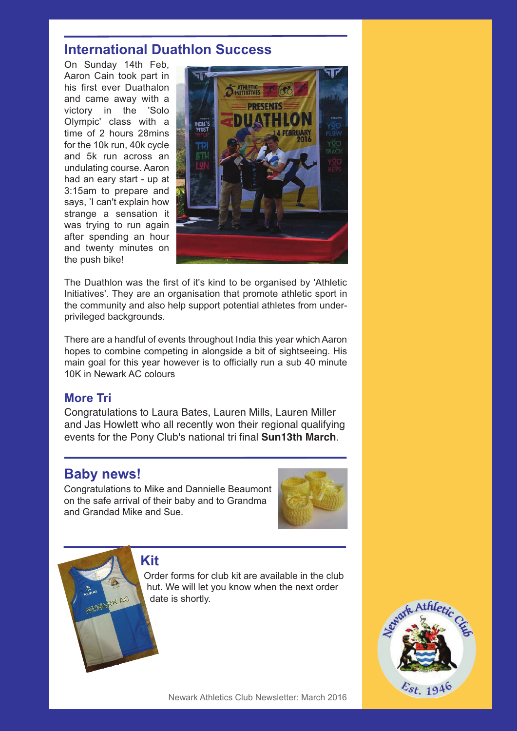## International Duathlon Success

On Sunday 14th Feb, Aaron Cain took part in his first ever Duathalon and came away with a victory in the 'Solo Olympic' class with a time of 2 hours 28mins for the 10k run, 40k cycle and 5k run across an undulating course. Aaron had an eary start - up at 3:15am to prepare and says, 'I can't explain how strange a sensation it was trying to run again after spending an hour and twenty minutes on the push bike!

The Duathlon was the first of it's kind to be organised by 'Athletic Initiatives'. They are an organisation that promote athletic sport in the community and also help support potential athletes from under-privileged backgrounds.

There are a handful of events throughout India this year which Aaron hopes to combine competing in alongside a bit of sightseeing. His main goal for this year however is to officially run a sub 40 minute 10K in Newark AC colours

### More Tri

Congratulations to Laura Bates, Lauren Mills, Lauren Miller and Jas Howlett who all recently won their regional qualifying events for the Pony Club's national tri final **Sun13th March**.

## Baby news!

Congratulations to Mike and Dannielle Beaumont on the safe arrival of their baby and to Grandma and Grandad Mike and Sue.

## Kit

Order forms for club kit are available in the club hut. We will let you know when the next order date is shortly.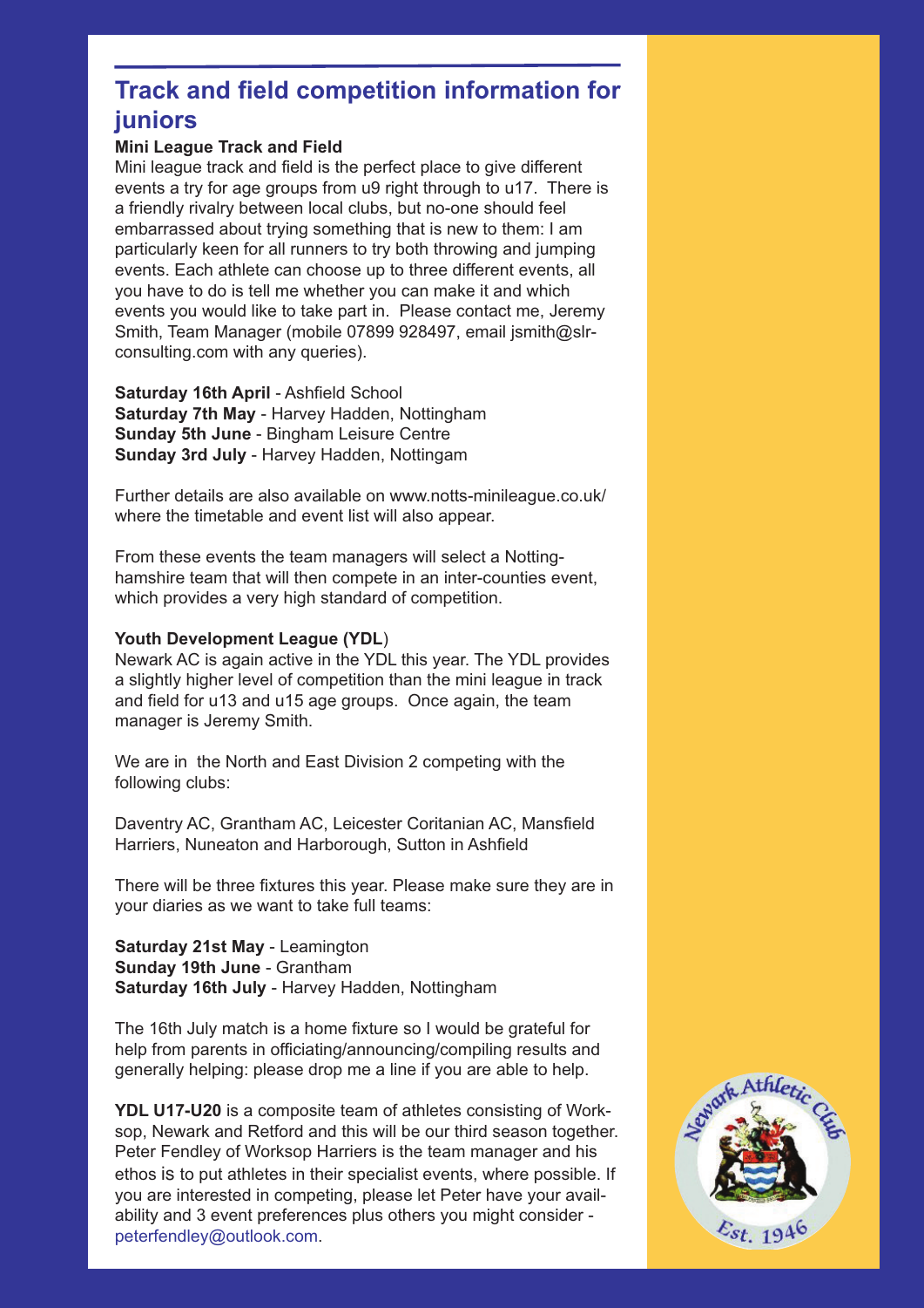## Track and field competition information for juniors

**Mini League Track and Field**

Mini league track and field is the perfect place to give different events a try for age groups from u9 right through to u17. There is a friendly rivalry between local clubs, but no-one should feel embarrassed about trying something that is new to them: I am particularly keen for all runners to try both throwing and jumping events. Each athlete can choose up to three different events, all you have to do is tell me whether you can make it and which events you would like to take part in. Please contact me, Jeremy Smith, Team Manager (mobile 07899 928497, email jsmith@slr-consulting.com with any queries).

**Saturday 16th April** - Ashfield School
**Saturday 7th May** - Harvey Hadden, Nottingham
**Sunday 5th June** - Bingham Leisure Centre
**Sunday 3rd July** - Harvey Hadden, Nottingam

Further details are also available on www.notts-minileague.co.uk/ where the timetable and event list will also appear.

From these events the team managers will select a Nottinghamshire team that will then compete in an inter-counties event, which provides a very high standard of competition.

**Youth Development League (YDL**)

Newark AC is again active in the YDL this year. The YDL provides a slightly higher level of competition than the mini league in track and field for u13 and u15 age groups. Once again, the team manager is Jeremy Smith.

We are in the North and East Division 2 competing with the following clubs:

Daventry AC, Grantham AC, Leicester Coritanian AC, Mansfield Harriers, Nuneaton and Harborough, Sutton in Ashfield

There will be three fixtures this year. Please make sure they are in your diaries as we want to take full teams:

**Saturday 21st May** - Leamington
**Sunday 19th June** - Grantham
**Saturday 16th July** - Harvey Hadden, Nottingham

The 16th July match is a home fixture so I would be grateful for help from parents in officiating/announcing/compiling results and generally helping: please drop me a line if you are able to help.

**YDL U17-U20** is a composite team of athletes consisting of Worksop, Newark and Retford and this will be our third season together. Peter Fendley of Worksop Harriers is the team manager and his ethos is to put athletes in their specialist events, where possible. If you are interested in competing, please let Peter have your availability and 3 event preferences plus others you might consider - peterfendley@outlook.com.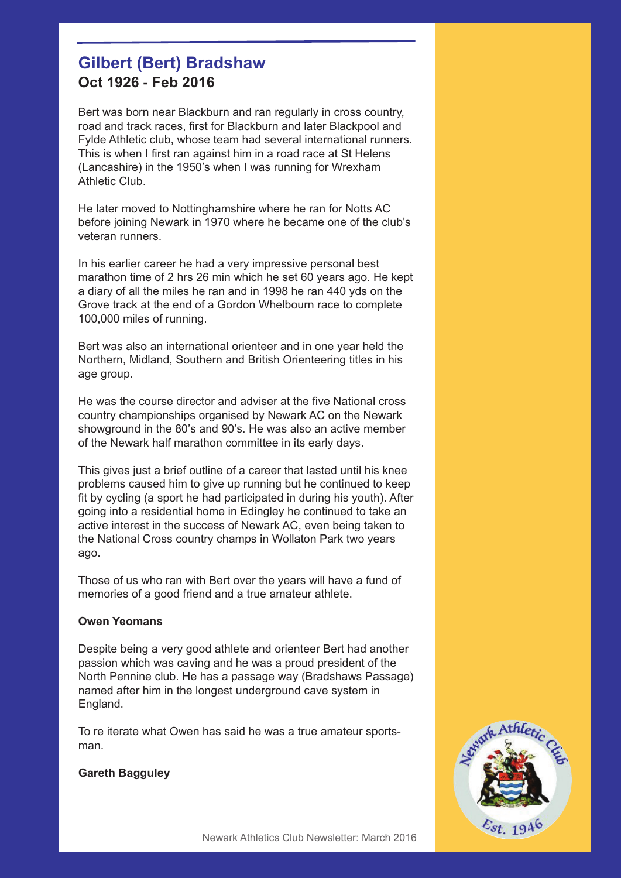## Gilbert (Bert) Bradshaw

**Oct 1926 - Feb 2016**

Bert was born near Blackburn and ran regularly in cross country, road and track races, first for Blackburn and later Blackpool and Fylde Athletic club, whose team had several international runners. This is when I first ran against him in a road race at St Helens (Lancashire) in the 1950's when I was running for Wrexham Athletic Club.

He later moved to Nottinghamshire where he ran for Notts AC before joining Newark in 1970 where he became one of the club's veteran runners.

In his earlier career he had a very impressive personal best marathon time of 2 hrs 26 min which he set 60 years ago. He kept a diary of all the miles he ran and in 1998 he ran 440 yds on the Grove track at the end of a Gordon Whelbourn race to complete 100,000 miles of running.

Bert was also an international orienteer and in one year held the Northern, Midland, Southern and British Orienteering titles in his age group.

He was the course director and adviser at the five National cross country championships organised by Newark AC on the Newark showground in the 80's and 90's. He was also an active member of the Newark half marathon committee in its early days.

This gives just a brief outline of a career that lasted until his knee problems caused him to give up running but he continued to keep fit by cycling (a sport he had participated in during his youth). After going into a residential home in Edingley he continued to take an active interest in the success of Newark AC, even being taken to the National Cross country champs in Wollaton Park two years ago.

Those of us who ran with Bert over the years will have a fund of memories of a good friend and a true amateur athlete.

**Owen Yeomans**

Despite being a very good athlete and orienteer Bert had another passion which was caving and he was a proud president of the North Pennine club. He has a passage way (Bradshaws Passage) named after him in the longest underground cave system in England.

To re iterate what Owen has said he was a true amateur sportsman.

**Gareth Bagguley**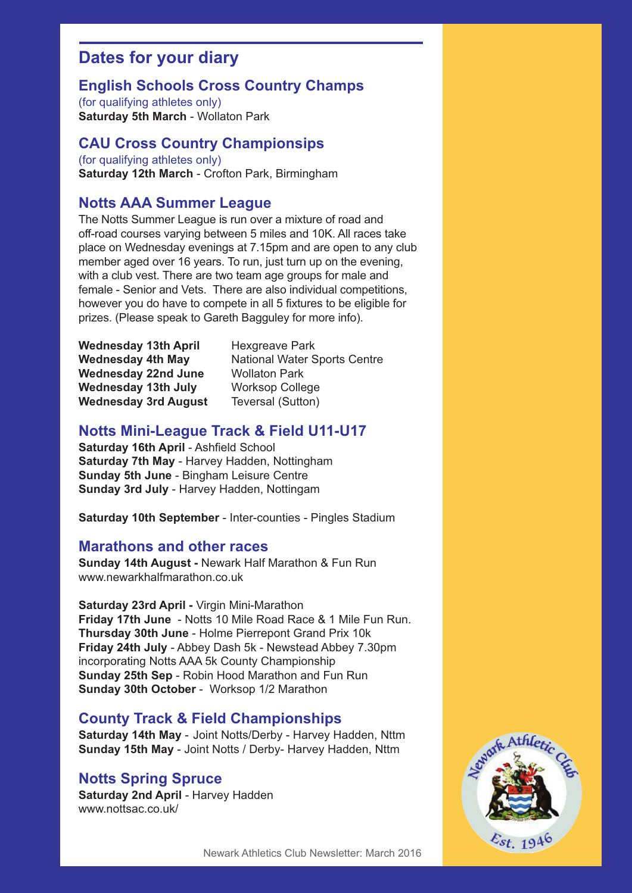## Dates for your diary

### English Schools Cross Country Champs

(for qualifying athletes only)
**Saturday 5th March** - Wollaton Park

### CAU Cross Country Championsips

(for qualifying athletes only)
**Saturday 12th March** - Crofton Park, Birmingham

### Notts AAA Summer League

The Notts Summer League is run over a mixture of road and off-road courses varying between 5 miles and 10K. All races take place on Wednesday evenings at 7.15pm and are open to any club member aged over 16 years. To run, just turn up on the evening, with a club vest. There are two team age groups for male and female - Senior and Vets. There are also individual competitions, however you do have to compete in all 5 fixtures to be eligible for prizes. (Please speak to Gareth Bagguley for more info).

| | |
|---|---|
| **Wednesday 13th April** | Hexgreave Park |
| **Wednesday 4th May** | National Water Sports Centre |
| **Wednesday 22nd June** | Wollaton Park |
| **Wednesday 13th July** | Worksop College |
| **Wednesday 3rd August** | Teversal (Sutton) |

### Notts Mini-League Track & Field U11-U17

**Saturday 16th April** - Ashfield School
**Saturday 7th May** - Harvey Hadden, Nottingham
**Sunday 5th June** - Bingham Leisure Centre
**Sunday 3rd July** - Harvey Hadden, Nottingam

**Saturday 10th September** - Inter-counties - Pingles Stadium

### Marathons and other races

**Sunday 14th August -** Newark Half Marathon & Fun Run
www.newarkhalfmarathon.co.uk

**Saturday 23rd April -** Virgin Mini-Marathon
**Friday 17th June** - Notts 10 Mile Road Race & 1 Mile Fun Run.
**Thursday 30th June** - Holme Pierrepont Grand Prix 10k
**Friday 24th July** - Abbey Dash 5k - Newstead Abbey 7.30pm incorporating Notts AAA 5k County Championship
**Sunday 25th Sep** - Robin Hood Marathon and Fun Run
**Sunday 30th October** - Worksop 1/2 Marathon

### County Track & Field Championships

**Saturday 14th May** - Joint Notts/Derby - Harvey Hadden, Nttm
**Sunday 15th May** - Joint Notts / Derby- Harvey Hadden, Nttm

### Notts Spring Spruce

**Saturday 2nd April** - Harvey Hadden
www.nottsac.co.uk/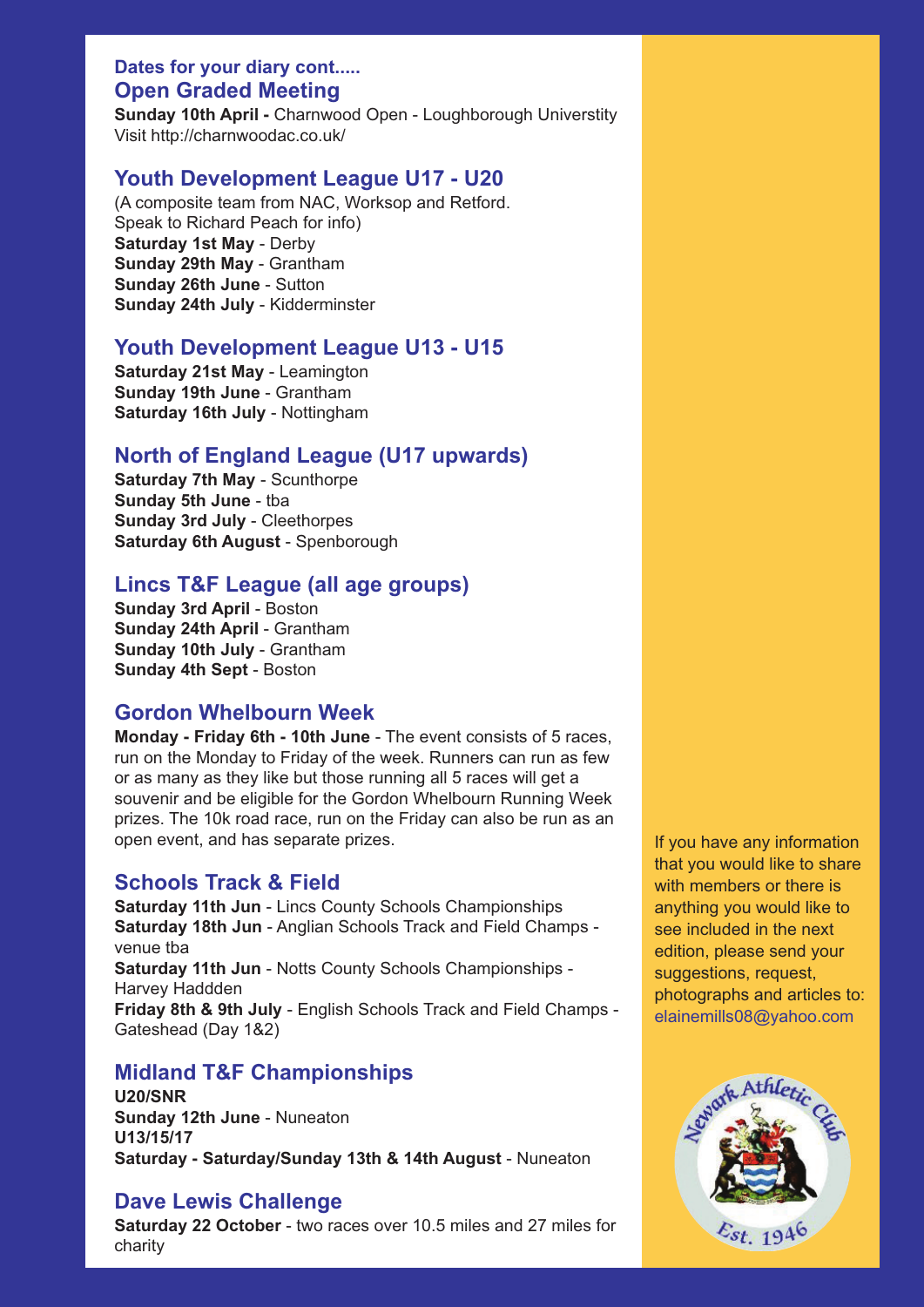**Dates for your diary cont.....**

## Open Graded Meeting

**Sunday 10th April -** Charnwood Open - Loughborough Universtity
Visit http://charnwoodac.co.uk/

## Youth Development League U17 - U20

(A composite team from NAC, Worksop and Retford.
Speak to Richard Peach for info)
**Saturday 1st May** - Derby
**Sunday 29th May** - Grantham
**Sunday 26th June** - Sutton
**Sunday 24th July** - Kidderminster

## Youth Development League U13 - U15

**Saturday 21st May** - Leamington
**Sunday 19th June** - Grantham
**Saturday 16th July** - Nottingham

## North of England League (U17 upwards)

**Saturday 7th May** - Scunthorpe
**Sunday 5th June** - tba
**Sunday 3rd July** - Cleethorpes
**Saturday 6th August** - Spenborough

## Lincs T&F League (all age groups)

**Sunday 3rd April** - Boston
**Sunday 24th April** - Grantham
**Sunday 10th July** - Grantham
**Sunday 4th Sept** - Boston

## Gordon Whelbourn Week

**Monday - Friday 6th - 10th June** - The event consists of 5 races, run on the Monday to Friday of the week. Runners can run as few or as many as they like but those running all 5 races will get a souvenir and be eligible for the Gordon Whelbourn Running Week prizes. The 10k road race, run on the Friday can also be run as an open event, and has separate prizes.

## Schools Track & Field

**Saturday 11th Jun** - Lincs County Schools Championships
**Saturday 18th Jun** - Anglian Schools Track and Field Champs - venue tba
**Saturday 11th Jun** - Notts County Schools Championships - Harvey Haddden
**Friday 8th & 9th July** - English Schools Track and Field Champs - Gateshead (Day 1&2)

## Midland T&F Championships

**U20/SNR**
**Sunday 12th June** - Nuneaton
**U13/15/17**
**Saturday - Saturday/Sunday 13th & 14th August** - Nuneaton

## Dave Lewis Challenge

**Saturday 22 October** - two races over 10.5 miles and 27 miles for charity

If you have any information that you would like to share with members or there is anything you would like to see included in the next edition, please send your suggestions, request, photographs and articles to: elainemills08@yahoo.com

Newark Athletic Club
Est. 1946